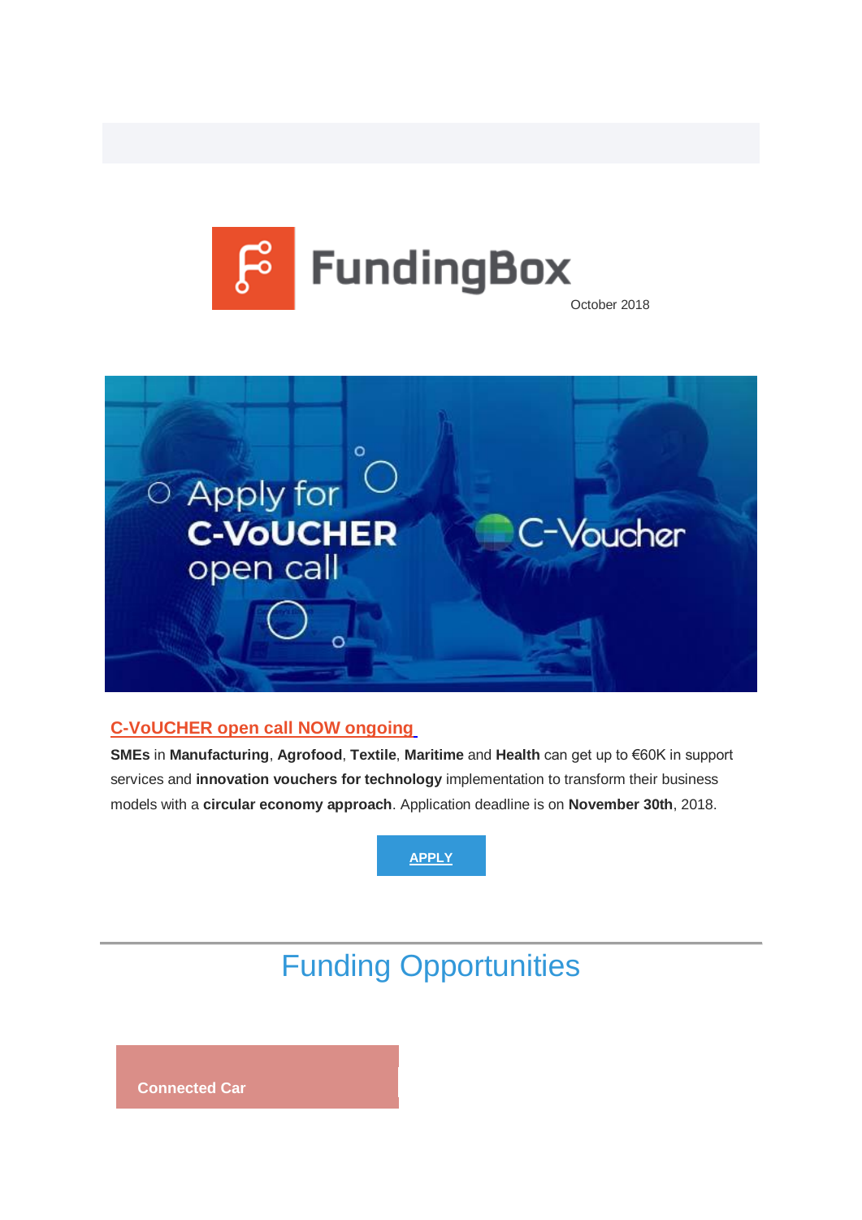FundingBox

October 2018

## C-VoUCHER open call NOW ongoing

**SMEs** in **Manufacturing**, **Agrofood**, **Textile**, **Maritime** and **Health** can get up to €60K in support services and **innovation vouchers for technology** implementation to transform their business models with a **circular economy approach**. Application deadline is on **November 30th**, 2018.

**APPLY**

---

# Funding Opportunities

**Connected Car**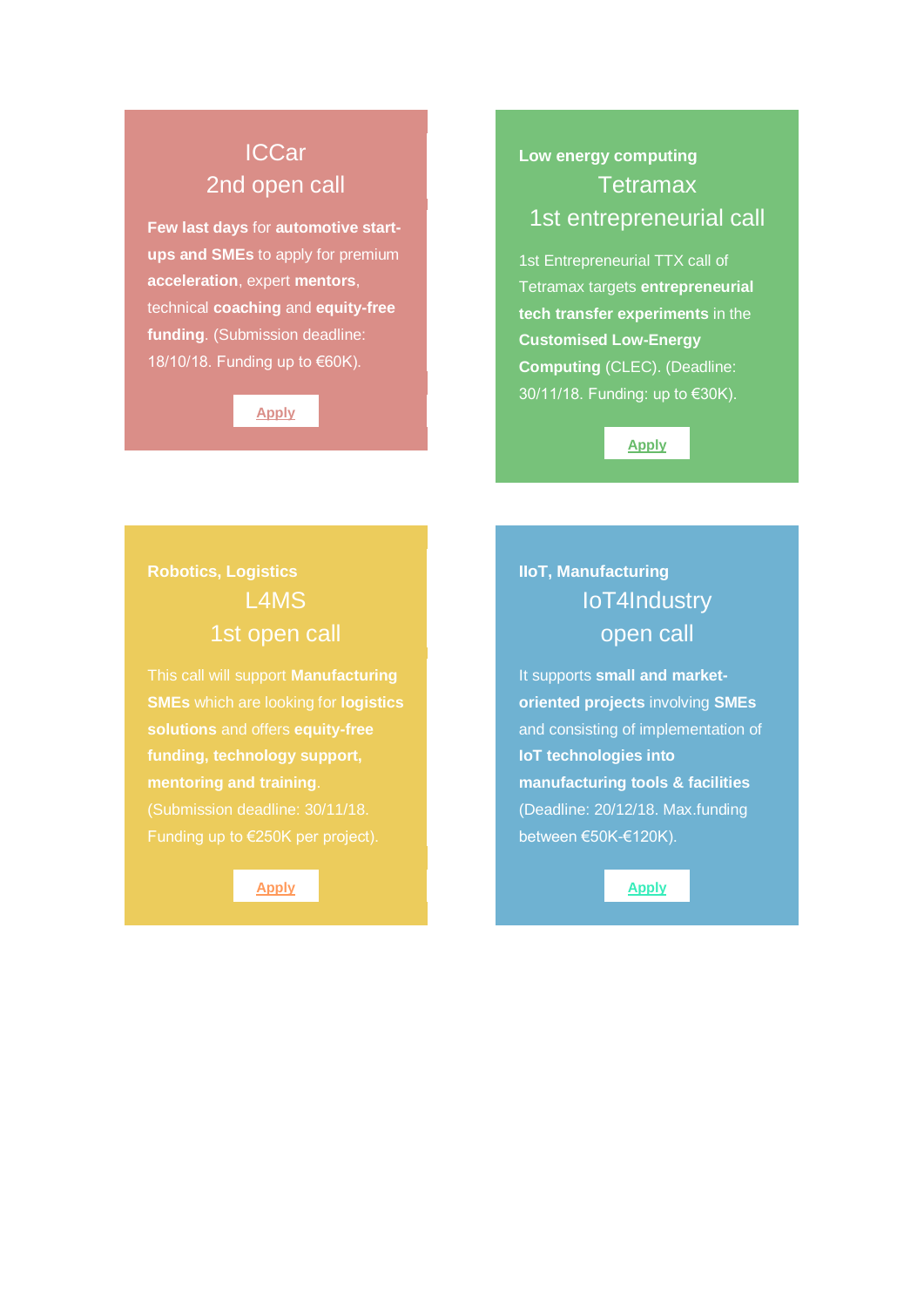## ICCar
## 2nd open call

**Few last days** for **automotive start-ups and SMEs** to apply for premium **acceleration**, expert **mentors**, technical **coaching** and **equity-free funding**. (Submission deadline: 18/10/18. Funding up to €60K).

Apply

**Low energy computing**

## Tetramax
## 1st entrepreneurial call

1st Entrepreneurial TTX call of Tetramax targets **entrepreneurial tech transfer experiments** in the **Customised Low-Energy Computing** (CLEC). (Deadline: 30/11/18. Funding: up to €30K).

Apply

**Robotics, Logistics**

## L4MS
## 1st open call

This call will support **Manufacturing SMEs** which are looking for **logistics solutions** and offers **equity-free funding, technology support, mentoring and training**. (Submission deadline: 30/11/18. Funding up to €250K per project).

Apply

**IIoT, Manufacturing**

## IoT4Industry
## open call

It supports **small and market-oriented projects** involving **SMEs** and consisting of implementation of **IoT technologies into manufacturing tools & facilities** (Deadline: 20/12/18. Max.funding between €50K-€120K).

Apply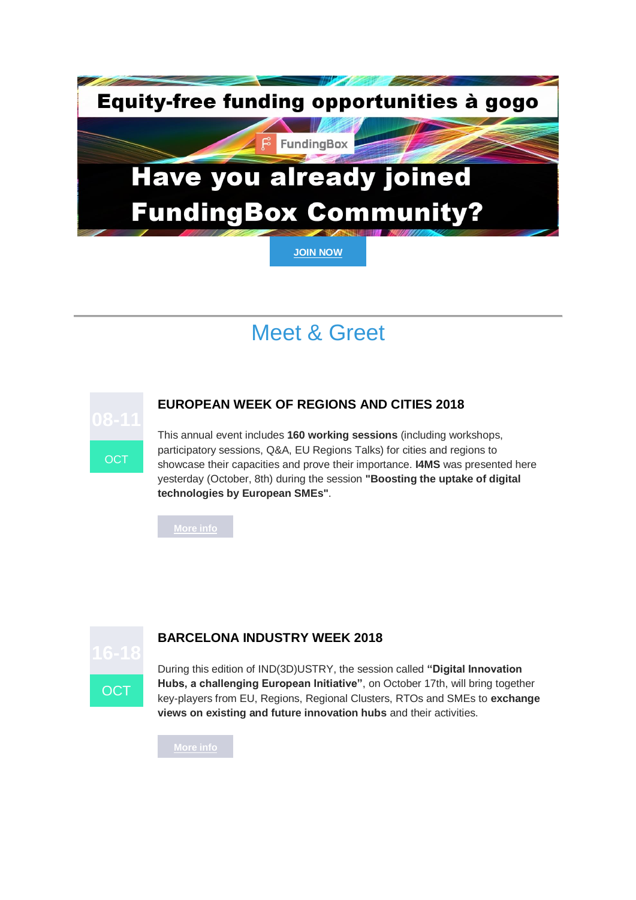Equity-free funding opportunities à gogo

FundingBox

Have you already joined FundingBox Community?

JOIN NOW

## Meet & Greet

08-11
OCT

### EUROPEAN WEEK OF REGIONS AND CITIES 2018

This annual event includes **160 working sessions** (including workshops, participatory sessions, Q&A, EU Regions Talks) for cities and regions to showcase their capacities and prove their importance. **I4MS** was presented here yesterday (October, 8th) during the session **"Boosting the uptake of digital technologies by European SMEs"**.

More info

16-18
OCT

### BARCELONA INDUSTRY WEEK 2018

During this edition of IND(3D)USTRY, the session called **"Digital Innovation Hubs, a challenging European Initiative"**, on October 17th, will bring together key-players from EU, Regions, Regional Clusters, RTOs and SMEs to **exchange views on existing and future innovation hubs** and their activities.

More info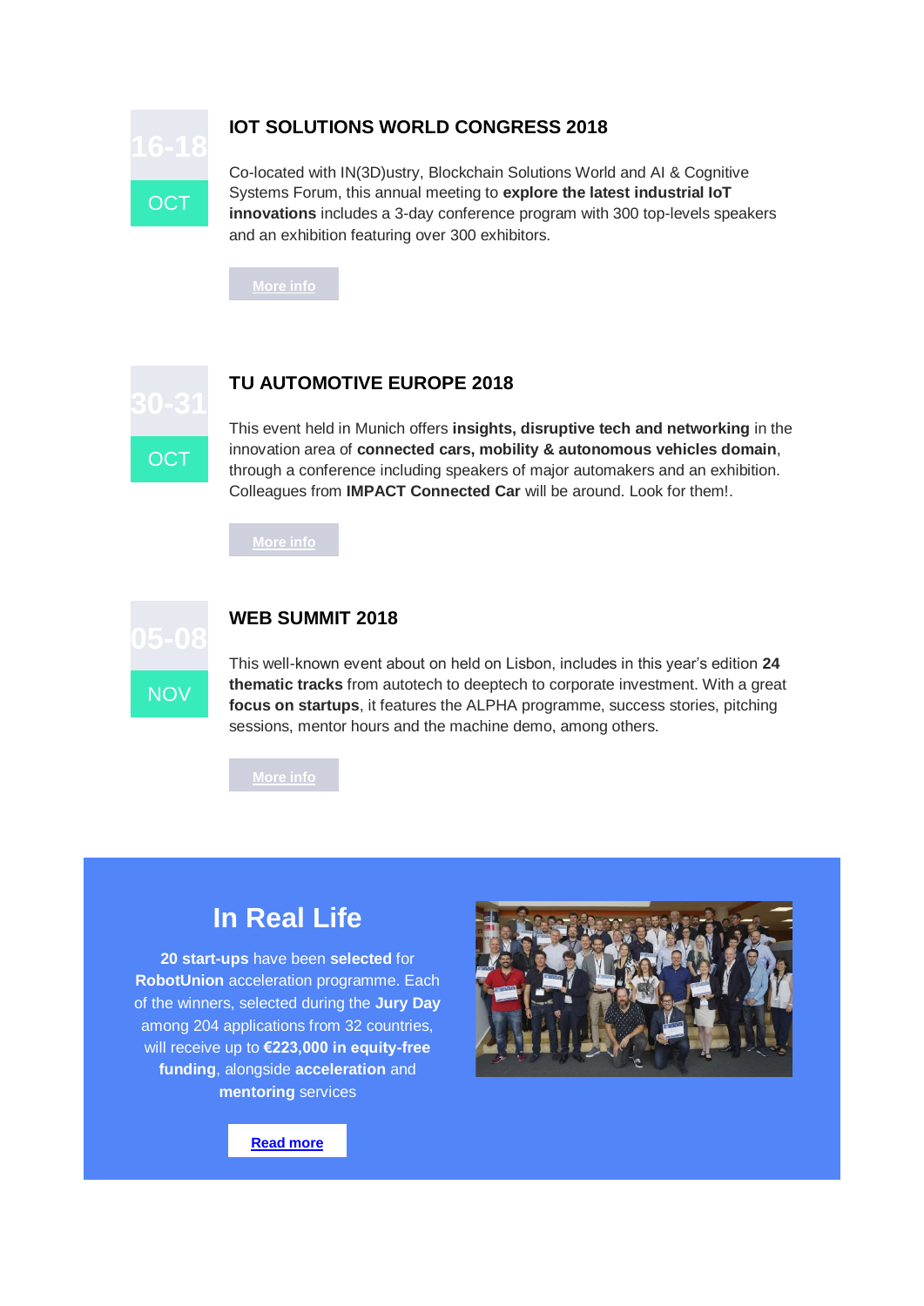16-18 OCT

### IOT SOLUTIONS WORLD CONGRESS 2018

Co-located with IN(3D)ustry, Blockchain Solutions World and AI & Cognitive Systems Forum, this annual meeting to **explore the latest industrial IoT innovations** includes a 3-day conference program with 300 top-levels speakers and an exhibition featuring over 300 exhibitors.

More info

30-31 OCT

### TU AUTOMOTIVE EUROPE 2018

This event held in Munich offers **insights, disruptive tech and networking** in the innovation area of **connected cars, mobility & autonomous vehicles domain**, through a conference including speakers of major automakers and an exhibition. Colleagues from **IMPACT Connected Car** will be around. Look for them!.

More info

05-08 NOV

### WEB SUMMIT 2018

This well-known event about on held on Lisbon, includes in this year's edition **24 thematic tracks** from autotech to deeptech to corporate investment. With a great **focus on startups**, it features the ALPHA programme, success stories, pitching sessions, mentor hours and the machine demo, among others.

More info

## In Real Life

**20 start-ups** have been **selected** for **RobotUnion** acceleration programme. Each of the winners, selected during the **Jury Day** among 204 applications from 32 countries, will receive up to **€223,000 in equity-free funding**, alongside **acceleration** and **mentoring** services

Read more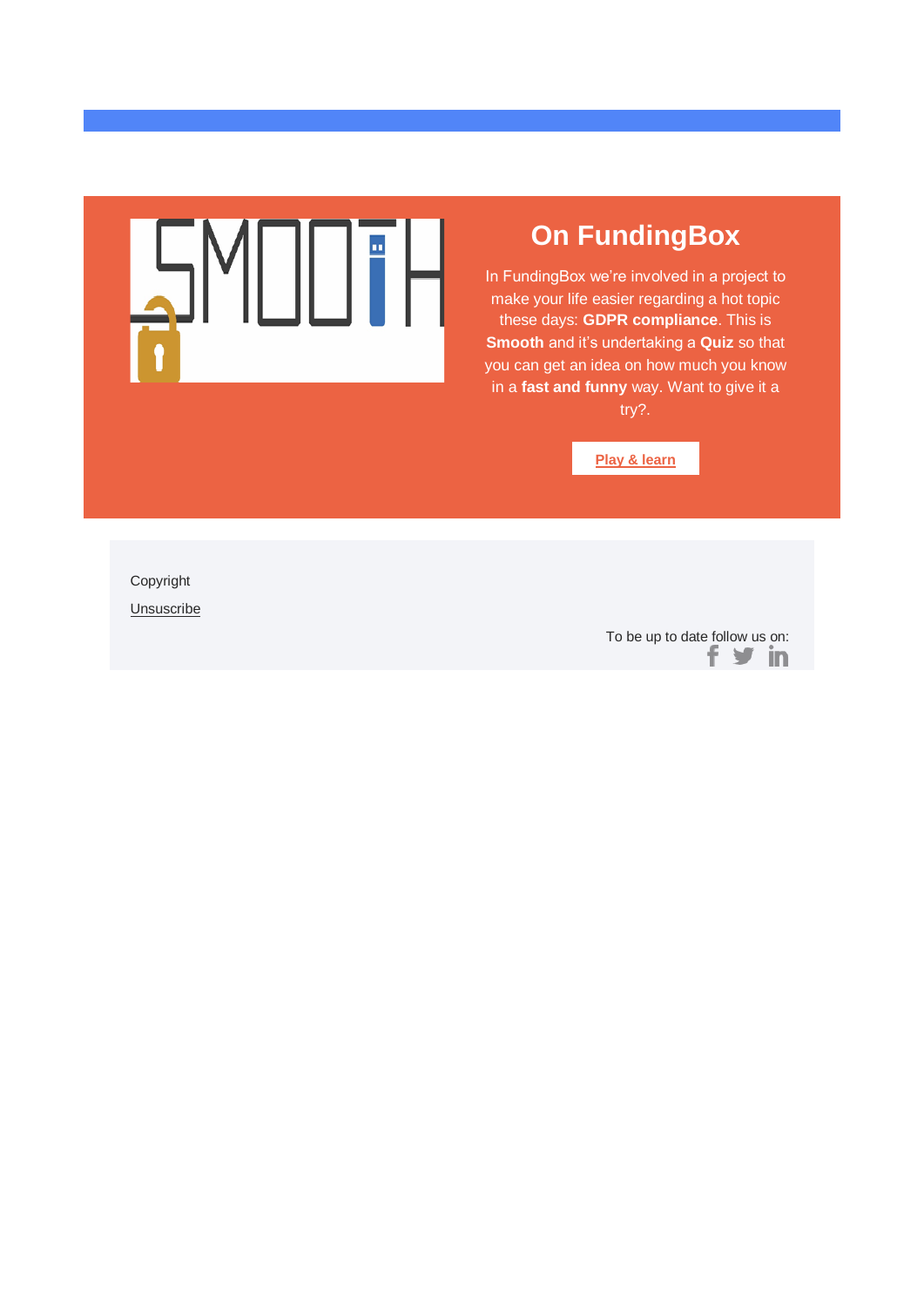## On FundingBox

In FundingBox we're involved in a project to make your life easier regarding a hot topic these days: **GDPR compliance**. This is **Smooth** and it's undertaking a **Quiz** so that you can get an idea on how much you know in a **fast and funny** way. Want to give it a try?.

**Play & learn**

Copyright

Unsuscribe

To be up to date follow us on: